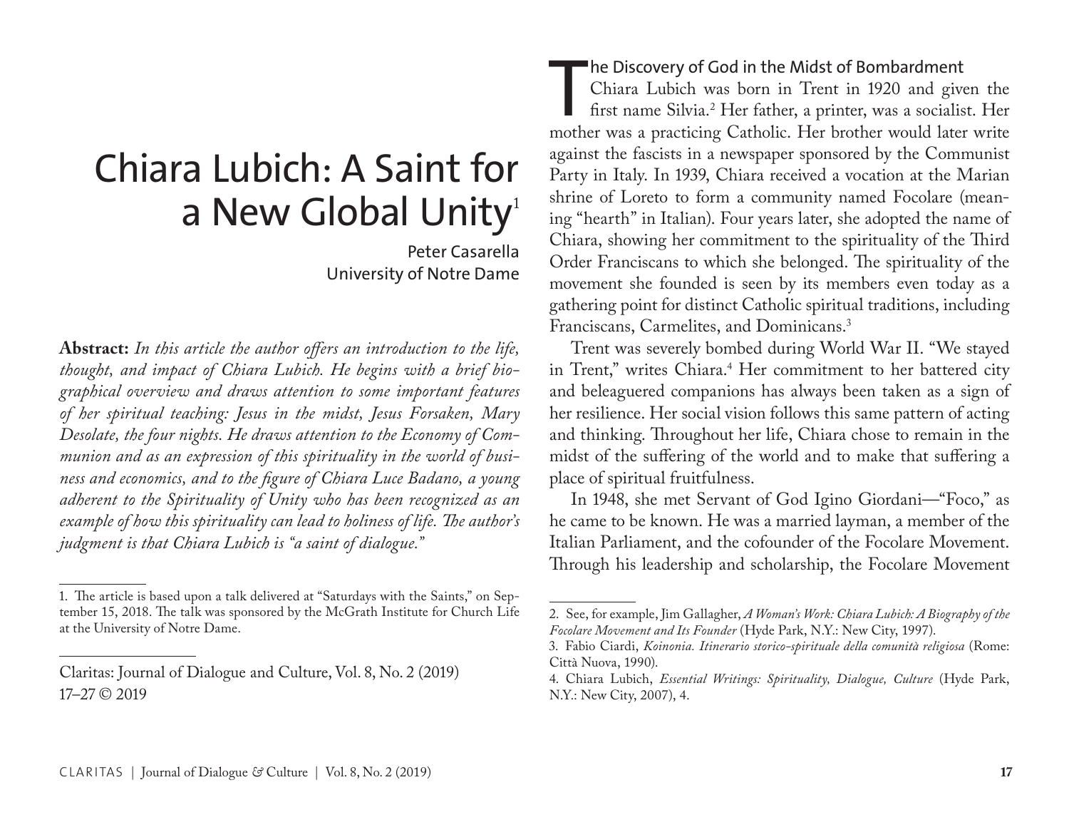# Chiara Lubich: A Saint for a New Global Unity[1]

Peter Casarella
University of Notre Dame

**Abstract:** *In this article the author offers an introduction to the life, thought, and impact of Chiara Lubich. He begins with a brief biographical overview and draws attention to some important features of her spiritual teaching: Jesus in the midst, Jesus Forsaken, Mary Desolate, the four nights. He draws attention to the Economy of Communion and as an expression of this spirituality in the world of business and economics, and to the figure of Chiara Luce Badano, a young adherent to the Spirituality of Unity who has been recognized as an example of how this spirituality can lead to holiness of life. The author's judgment is that Chiara Lubich is "a saint of dialogue."*

1. The article is based upon a talk delivered at "Saturdays with the Saints," on September 15, 2018. The talk was sponsored by the McGrath Institute for Church Life at the University of Notre Dame.

Claritas: Journal of Dialogue and Culture, Vol. 8, No. 2 (2019)
17–27 © 2019

## The Discovery of God in the Midst of Bombardment

Chiara Lubich was born in Trent in 1920 and given the first name Silvia.[2] Her father, a printer, was a socialist. Her mother was a practicing Catholic. Her brother would later write against the fascists in a newspaper sponsored by the Communist Party in Italy. In 1939, Chiara received a vocation at the Marian shrine of Loreto to form a community named Focolare (meaning "hearth" in Italian). Four years later, she adopted the name of Chiara, showing her commitment to the spirituality of the Third Order Franciscans to which she belonged. The spirituality of the movement she founded is seen by its members even today as a gathering point for distinct Catholic spiritual traditions, including Franciscans, Carmelites, and Dominicans.[3]

Trent was severely bombed during World War II. "We stayed in Trent," writes Chiara.[4] Her commitment to her battered city and beleaguered companions has always been taken as a sign of her resilience. Her social vision follows this same pattern of acting and thinking. Throughout her life, Chiara chose to remain in the midst of the suffering of the world and to make that suffering a place of spiritual fruitfulness.

In 1948, she met Servant of God Igino Giordani—"Foco," as he came to be known. He was a married layman, a member of the Italian Parliament, and the cofounder of the Focolare Movement. Through his leadership and scholarship, the Focolare Movement

2. See, for example, Jim Gallagher, *A Woman's Work: Chiara Lubich: A Biography of the Focolare Movement and Its Founder* (Hyde Park, N.Y.: New City, 1997).

3. Fabio Ciardi, *Koinonia. Itinerario storico-spirituale della comunità religiosa* (Rome: Città Nuova, 1990).

4. Chiara Lubich, *Essential Writings: Spirituality, Dialogue, Culture* (Hyde Park, N.Y.: New City, 2007), 4.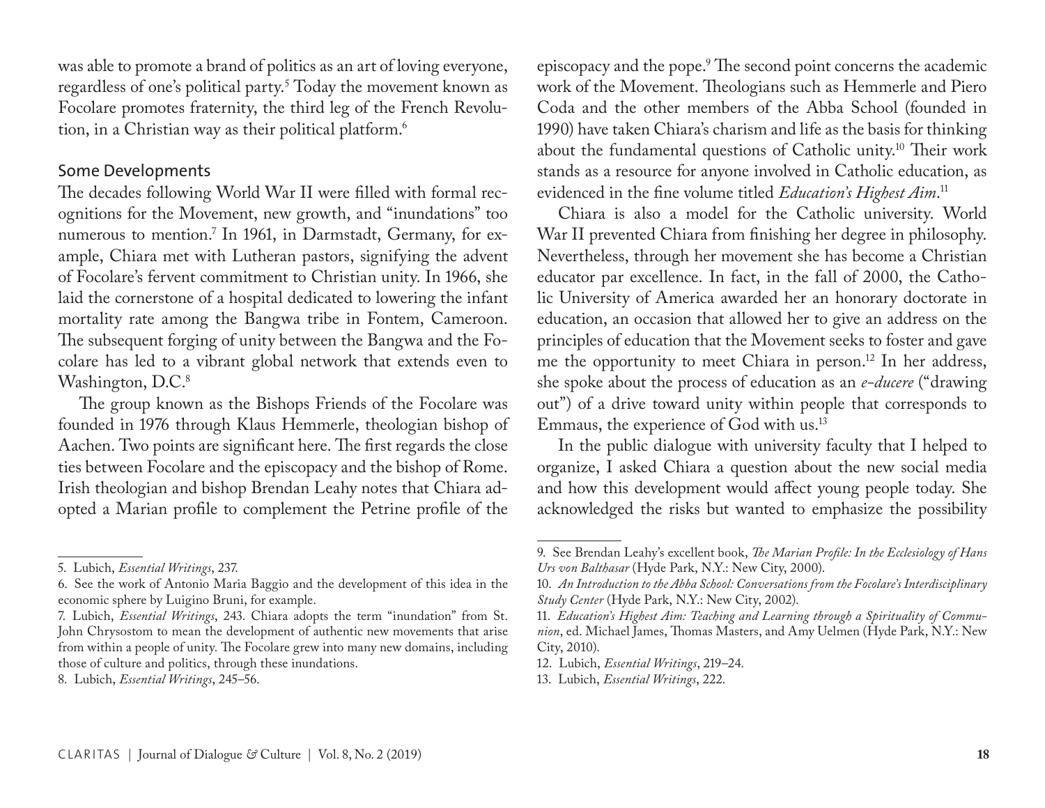was able to promote a brand of politics as an art of loving everyone, regardless of one's political party.[5] Today the movement known as Focolare promotes fraternity, the third leg of the French Revolution, in a Christian way as their political platform.[6]

## Some Developments

The decades following World War II were filled with formal recognitions for the Movement, new growth, and "inundations" too numerous to mention.[7] In 1961, in Darmstadt, Germany, for example, Chiara met with Lutheran pastors, signifying the advent of Focolare's fervent commitment to Christian unity. In 1966, she laid the cornerstone of a hospital dedicated to lowering the infant mortality rate among the Bangwa tribe in Fontem, Cameroon. The subsequent forging of unity between the Bangwa and the Focolare has led to a vibrant global network that extends even to Washington, D.C.[8]

The group known as the Bishops Friends of the Focolare was founded in 1976 through Klaus Hemmerle, theologian bishop of Aachen. Two points are significant here. The first regards the close ties between Focolare and the episcopacy and the bishop of Rome. Irish theologian and bishop Brendan Leahy notes that Chiara adopted a Marian profile to complement the Petrine profile of the episcopacy and the pope.[9] The second point concerns the academic work of the Movement. Theologians such as Hemmerle and Piero Coda and the other members of the Abba School (founded in 1990) have taken Chiara's charism and life as the basis for thinking about the fundamental questions of Catholic unity.[10] Their work stands as a resource for anyone involved in Catholic education, as evidenced in the fine volume titled *Education's Highest Aim*.[11]

Chiara is also a model for the Catholic university. World War II prevented Chiara from finishing her degree in philosophy. Nevertheless, through her movement she has become a Christian educator par excellence. In fact, in the fall of 2000, the Catholic University of America awarded her an honorary doctorate in education, an occasion that allowed her to give an address on the principles of education that the Movement seeks to foster and gave me the opportunity to meet Chiara in person.[12] In her address, she spoke about the process of education as an *e-ducere* ("drawing out") of a drive toward unity within people that corresponds to Emmaus, the experience of God with us.[13]

In the public dialogue with university faculty that I helped to organize, I asked Chiara a question about the new social media and how this development would affect young people today. She acknowledged the risks but wanted to emphasize the possibility

---

5. Lubich, *Essential Writings*, 237.

6. See the work of Antonio Maria Baggio and the development of this idea in the economic sphere by Luigino Bruni, for example.

7. Lubich, *Essential Writings*, 243. Chiara adopts the term "inundation" from St. John Chrysostom to mean the development of authentic new movements that arise from within a people of unity. The Focolare grew into many new domains, including those of culture and politics, through these inundations.

8. Lubich, *Essential Writings*, 245–56.

9. See Brendan Leahy's excellent book, *The Marian Profile: In the Ecclesiology of Hans Urs von Balthasar* (Hyde Park, N.Y.: New City, 2000).

10. *An Introduction to the Abba School: Conversations from the Focolare's Interdisciplinary Study Center* (Hyde Park, N.Y.: New City, 2002).

11. *Education's Highest Aim: Teaching and Learning through a Spirituality of Communion*, ed. Michael James, Thomas Masters, and Amy Uelmen (Hyde Park, N.Y.: New City, 2010).

12. Lubich, *Essential Writings*, 219–24.

13. Lubich, *Essential Writings*, 222.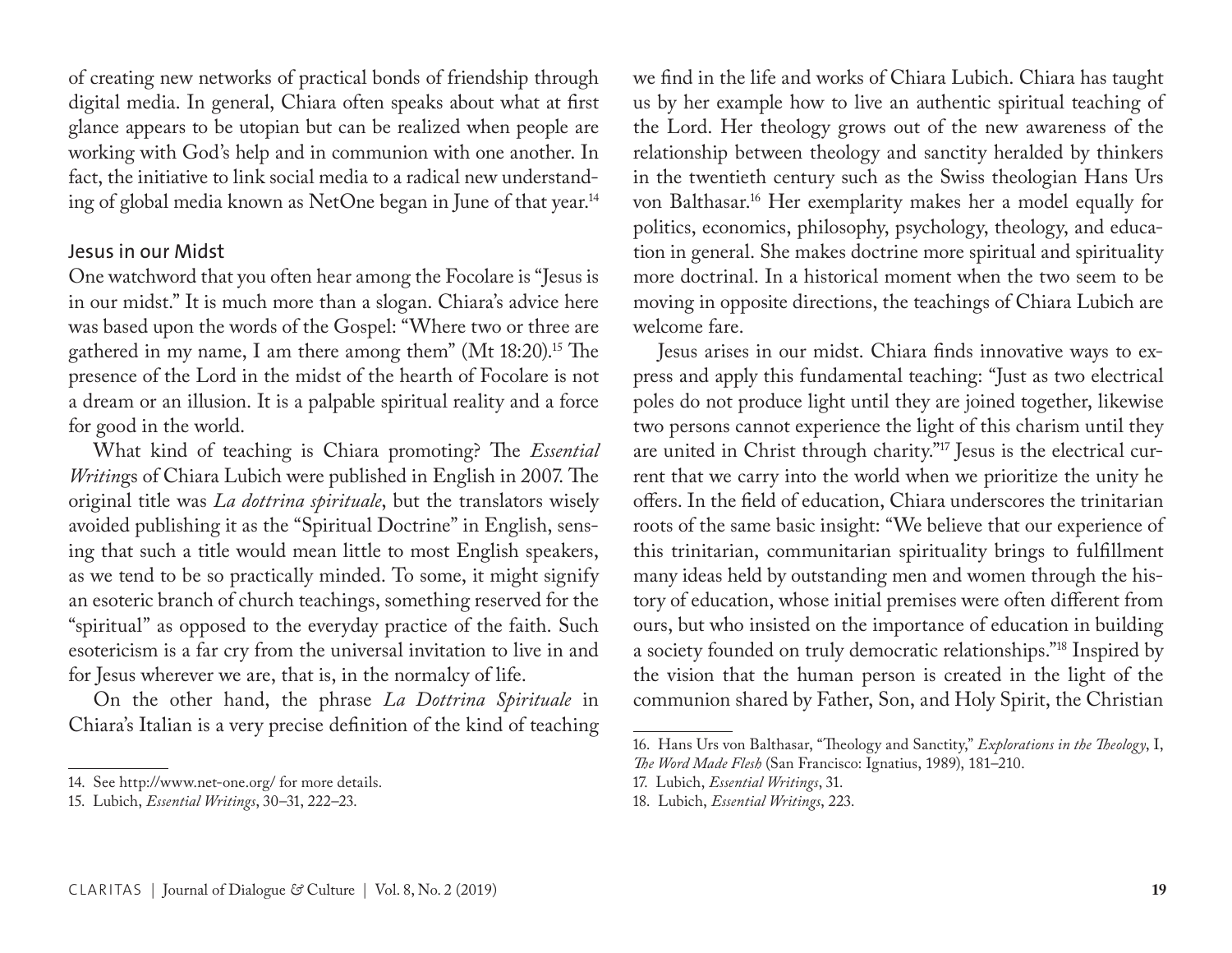of creating new networks of practical bonds of friendship through digital media. In general, Chiara often speaks about what at first glance appears to be utopian but can be realized when people are working with God's help and in communion with one another. In fact, the initiative to link social media to a radical new understanding of global media known as NetOne began in June of that year.[14]

## Jesus in our Midst

One watchword that you often hear among the Focolare is "Jesus is in our midst." It is much more than a slogan. Chiara's advice here was based upon the words of the Gospel: "Where two or three are gathered in my name, I am there among them" (Mt 18:20).[15] The presence of the Lord in the midst of the hearth of Focolare is not a dream or an illusion. It is a palpable spiritual reality and a force for good in the world.

What kind of teaching is Chiara promoting? The *Essential Writing*s of Chiara Lubich were published in English in 2007. The original title was *La dottrina spirituale*, but the translators wisely avoided publishing it as the "Spiritual Doctrine" in English, sensing that such a title would mean little to most English speakers, as we tend to be so practically minded. To some, it might signify an esoteric branch of church teachings, something reserved for the "spiritual" as opposed to the everyday practice of the faith. Such esotericism is a far cry from the universal invitation to live in and for Jesus wherever we are, that is, in the normalcy of life.

On the other hand, the phrase *La Dottrina Spirituale* in Chiara's Italian is a very precise definition of the kind of teaching we find in the life and works of Chiara Lubich. Chiara has taught us by her example how to live an authentic spiritual teaching of the Lord. Her theology grows out of the new awareness of the relationship between theology and sanctity heralded by thinkers in the twentieth century such as the Swiss theologian Hans Urs von Balthasar.[16] Her exemplarity makes her a model equally for politics, economics, philosophy, psychology, theology, and education in general. She makes doctrine more spiritual and spirituality more doctrinal. In a historical moment when the two seem to be moving in opposite directions, the teachings of Chiara Lubich are welcome fare.

Jesus arises in our midst. Chiara finds innovative ways to express and apply this fundamental teaching: "Just as two electrical poles do not produce light until they are joined together, likewise two persons cannot experience the light of this charism until they are united in Christ through charity."[17] Jesus is the electrical current that we carry into the world when we prioritize the unity he offers. In the field of education, Chiara underscores the trinitarian roots of the same basic insight: "We believe that our experience of this trinitarian, communitarian spirituality brings to fulfillment many ideas held by outstanding men and women through the history of education, whose initial premises were often different from ours, but who insisted on the importance of education in building a society founded on truly democratic relationships."[18] Inspired by the vision that the human person is created in the light of the communion shared by Father, Son, and Holy Spirit, the Christian

---

14. See http://www.net-one.org/ for more details.

15. Lubich, *Essential Writings*, 30–31, 222–23.

16. Hans Urs von Balthasar, "Theology and Sanctity," *Explorations in the Theology*, I, *The Word Made Flesh* (San Francisco: Ignatius, 1989), 181–210.

17. Lubich, *Essential Writings*, 31.

18. Lubich, *Essential Writings*, 223.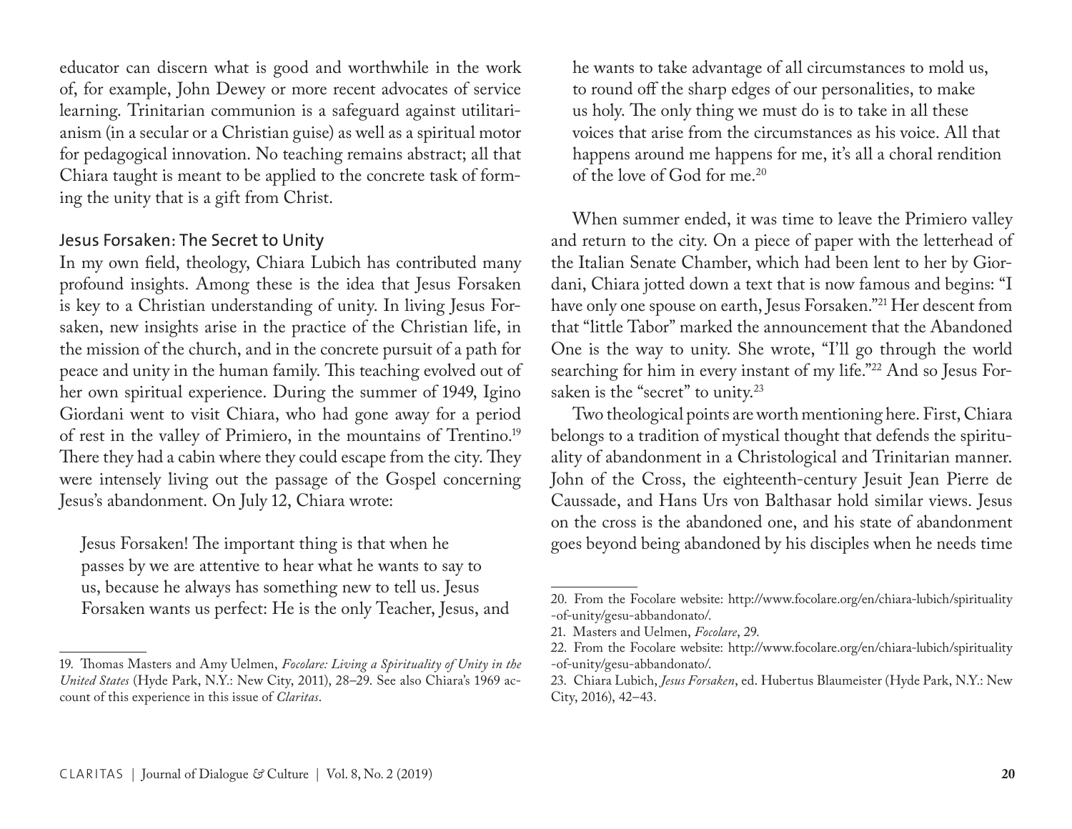educator can discern what is good and worthwhile in the work of, for example, John Dewey or more recent advocates of service learning. Trinitarian communion is a safeguard against utilitarianism (in a secular or a Christian guise) as well as a spiritual motor for pedagogical innovation. No teaching remains abstract; all that Chiara taught is meant to be applied to the concrete task of forming the unity that is a gift from Christ.

## Jesus Forsaken: The Secret to Unity

In my own field, theology, Chiara Lubich has contributed many profound insights. Among these is the idea that Jesus Forsaken is key to a Christian understanding of unity. In living Jesus Forsaken, new insights arise in the practice of the Christian life, in the mission of the church, and in the concrete pursuit of a path for peace and unity in the human family. This teaching evolved out of her own spiritual experience. During the summer of 1949, Igino Giordani went to visit Chiara, who had gone away for a period of rest in the valley of Primiero, in the mountains of Trentino.[19] There they had a cabin where they could escape from the city. They were intensely living out the passage of the Gospel concerning Jesus's abandonment. On July 12, Chiara wrote:

> Jesus Forsaken! The important thing is that when he passes by we are attentive to hear what he wants to say to us, because he always has something new to tell us. Jesus Forsaken wants us perfect: He is the only Teacher, Jesus, and he wants to take advantage of all circumstances to mold us, to round off the sharp edges of our personalities, to make us holy. The only thing we must do is to take in all these voices that arise from the circumstances as his voice. All that happens around me happens for me, it's all a choral rendition of the love of God for me.[20]

When summer ended, it was time to leave the Primiero valley and return to the city. On a piece of paper with the letterhead of the Italian Senate Chamber, which had been lent to her by Giordani, Chiara jotted down a text that is now famous and begins: "I have only one spouse on earth, Jesus Forsaken."[21] Her descent from that "little Tabor" marked the announcement that the Abandoned One is the way to unity. She wrote, "I'll go through the world searching for him in every instant of my life."[22] And so Jesus Forsaken is the "secret" to unity.[23]

Two theological points are worth mentioning here. First, Chiara belongs to a tradition of mystical thought that defends the spirituality of abandonment in a Christological and Trinitarian manner. John of the Cross, the eighteenth-century Jesuit Jean Pierre de Caussade, and Hans Urs von Balthasar hold similar views. Jesus on the cross is the abandoned one, and his state of abandonment goes beyond being abandoned by his disciples when he needs time

---

19. Thomas Masters and Amy Uelmen, *Focolare: Living a Spirituality of Unity in the United States* (Hyde Park, N.Y.: New City, 2011), 28–29. See also Chiara's 1969 account of this experience in this issue of *Claritas*.

20. From the Focolare website: http://www.focolare.org/en/chiara-lubich/spirituality-of-unity/gesu-abbandonato/.

21. Masters and Uelmen, *Focolare*, 29.

22. From the Focolare website: http://www.focolare.org/en/chiara-lubich/spirituality-of-unity/gesu-abbandonato/.

23. Chiara Lubich, *Jesus Forsaken*, ed. Hubertus Blaumeister (Hyde Park, N.Y.: New City, 2016), 42–43.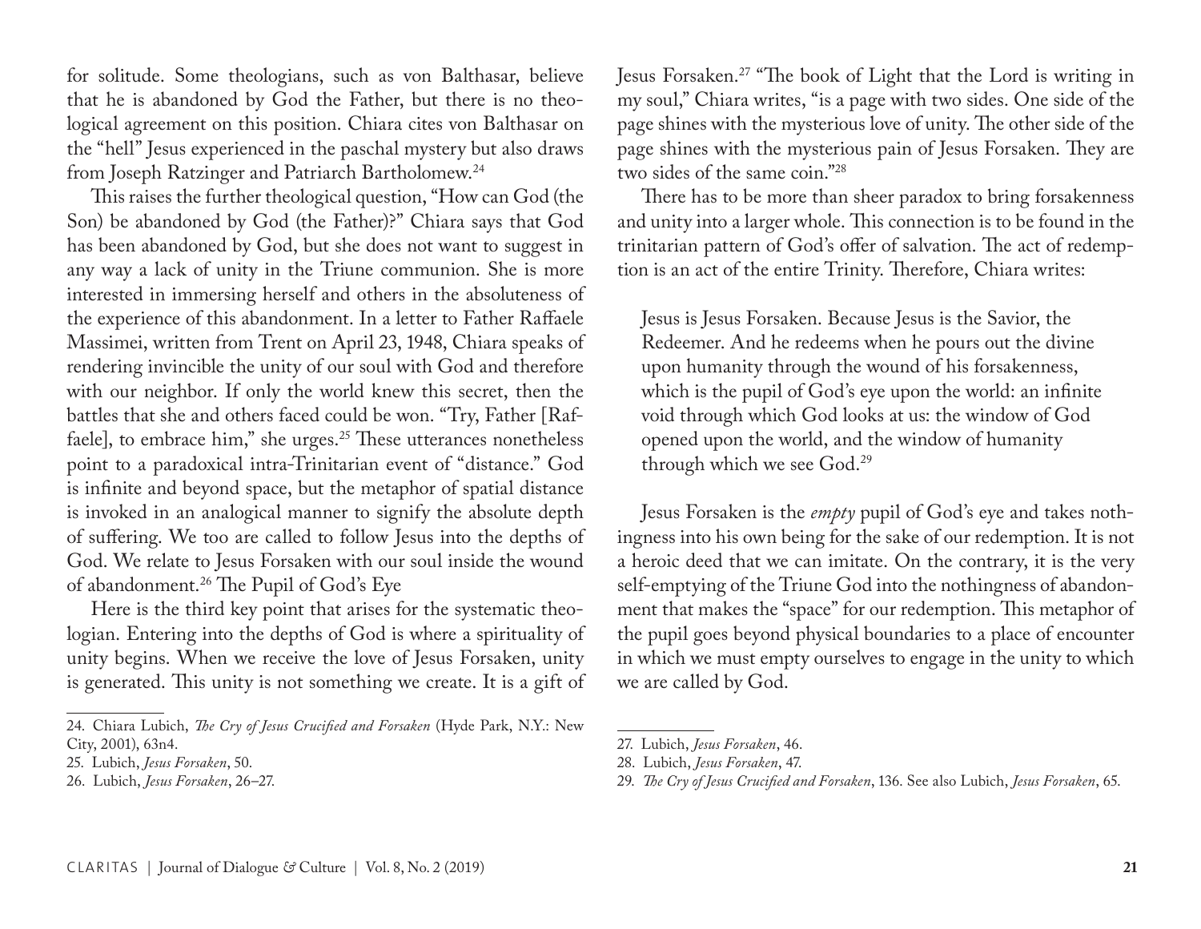for solitude. Some theologians, such as von Balthasar, believe that he is abandoned by God the Father, but there is no theological agreement on this position. Chiara cites von Balthasar on the "hell" Jesus experienced in the paschal mystery but also draws from Joseph Ratzinger and Patriarch Bartholomew.[24]

This raises the further theological question, "How can God (the Son) be abandoned by God (the Father)?" Chiara says that God has been abandoned by God, but she does not want to suggest in any way a lack of unity in the Triune communion. She is more interested in immersing herself and others in the absoluteness of the experience of this abandonment. In a letter to Father Raffaele Massimei, written from Trent on April 23, 1948, Chiara speaks of rendering invincible the unity of our soul with God and therefore with our neighbor. If only the world knew this secret, then the battles that she and others faced could be won. "Try, Father [Raffaele], to embrace him," she urges.[25] These utterances nonetheless point to a paradoxical intra-Trinitarian event of "distance." God is infinite and beyond space, but the metaphor of spatial distance is invoked in an analogical manner to signify the absolute depth of suffering. We too are called to follow Jesus into the depths of God. We relate to Jesus Forsaken with our soul inside the wound of abandonment.[26]

## The Pupil of God's Eye

Here is the third key point that arises for the systematic theologian. Entering into the depths of God is where a spirituality of unity begins. When we receive the love of Jesus Forsaken, unity is generated. This unity is not something we create. It is a gift of Jesus Forsaken.[27] "The book of Light that the Lord is writing in my soul," Chiara writes, "is a page with two sides. One side of the page shines with the mysterious love of unity. The other side of the page shines with the mysterious pain of Jesus Forsaken. They are two sides of the same coin."[28]

There has to be more than sheer paradox to bring forsakenness and unity into a larger whole. This connection is to be found in the trinitarian pattern of God's offer of salvation. The act of redemption is an act of the entire Trinity. Therefore, Chiara writes:

> Jesus is Jesus Forsaken. Because Jesus is the Savior, the Redeemer. And he redeems when he pours out the divine upon humanity through the wound of his forsakenness, which is the pupil of God's eye upon the world: an infinite void through which God looks at us: the window of God opened upon the world, and the window of humanity through which we see God.[29]

Jesus Forsaken is the *empty* pupil of God's eye and takes nothingness into his own being for the sake of our redemption. It is not a heroic deed that we can imitate. On the contrary, it is the very self-emptying of the Triune God into the nothingness of abandonment that makes the "space" for our redemption. This metaphor of the pupil goes beyond physical boundaries to a place of encounter in which we must empty ourselves to engage in the unity to which we are called by God.

---

24. Chiara Lubich, *The Cry of Jesus Crucified and Forsaken* (Hyde Park, N.Y.: New City, 2001), 63n4.
25. Lubich, *Jesus Forsaken*, 50.
26. Lubich, *Jesus Forsaken*, 26–27.
27. Lubich, *Jesus Forsaken*, 46.
28. Lubich, *Jesus Forsaken*, 47.
29. *The Cry of Jesus Crucified and Forsaken*, 136. See also Lubich, *Jesus Forsaken*, 65.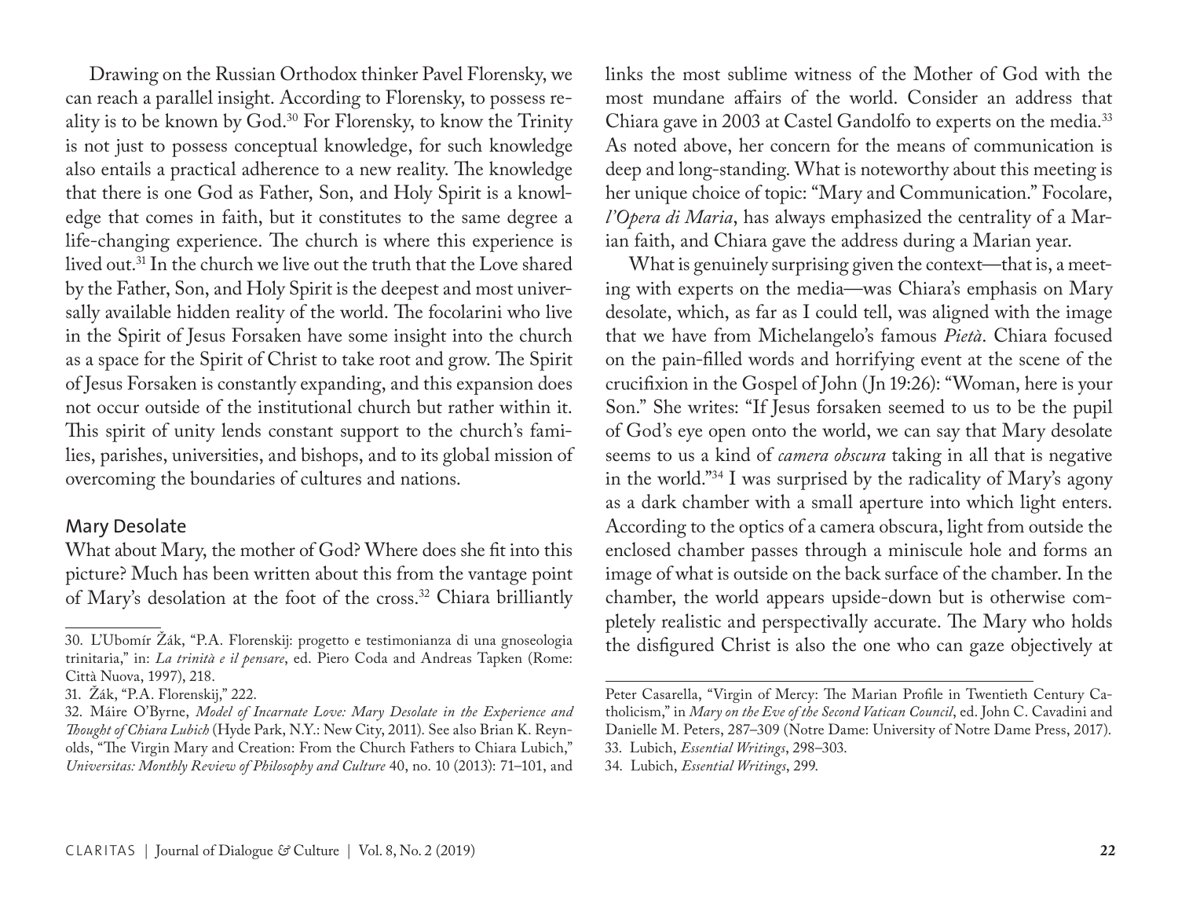Drawing on the Russian Orthodox thinker Pavel Florensky, we can reach a parallel insight. According to Florensky, to possess reality is to be known by God.[30] For Florensky, to know the Trinity is not just to possess conceptual knowledge, for such knowledge also entails a practical adherence to a new reality. The knowledge that there is one God as Father, Son, and Holy Spirit is a knowledge that comes in faith, but it constitutes to the same degree a life-changing experience. The church is where this experience is lived out.[31] In the church we live out the truth that the Love shared by the Father, Son, and Holy Spirit is the deepest and most universally available hidden reality of the world. The focolarini who live in the Spirit of Jesus Forsaken have some insight into the church as a space for the Spirit of Christ to take root and grow. The Spirit of Jesus Forsaken is constantly expanding, and this expansion does not occur outside of the institutional church but rather within it. This spirit of unity lends constant support to the church's families, parishes, universities, and bishops, and to its global mission of overcoming the boundaries of cultures and nations.

## Mary Desolate

What about Mary, the mother of God? Where does she fit into this picture? Much has been written about this from the vantage point of Mary's desolation at the foot of the cross.[32] Chiara brilliantly links the most sublime witness of the Mother of God with the most mundane affairs of the world. Consider an address that Chiara gave in 2003 at Castel Gandolfo to experts on the media.[33] As noted above, her concern for the means of communication is deep and long-standing. What is noteworthy about this meeting is her unique choice of topic: "Mary and Communication." Focolare, *l'Opera di Maria*, has always emphasized the centrality of a Marian faith, and Chiara gave the address during a Marian year.

What is genuinely surprising given the context—that is, a meeting with experts on the media—was Chiara's emphasis on Mary desolate, which, as far as I could tell, was aligned with the image that we have from Michelangelo's famous *Pietà*. Chiara focused on the pain-filled words and horrifying event at the scene of the crucifixion in the Gospel of John (Jn 19:26): "Woman, here is your Son." She writes: "If Jesus forsaken seemed to us to be the pupil of God's eye open onto the world, we can say that Mary desolate seems to us a kind of *camera obscura* taking in all that is negative in the world."[34] I was surprised by the radicality of Mary's agony as a dark chamber with a small aperture into which light enters. According to the optics of a camera obscura, light from outside the enclosed chamber passes through a miniscule hole and forms an image of what is outside on the back surface of the chamber. In the chamber, the world appears upside-down but is otherwise completely realistic and perspectivally accurate. The Mary who holds the disfigured Christ is also the one who can gaze objectively at

---

30. L'Ubomír Žák, "P.A. Florenskij: progetto e testimonianza di una gnoseologia trinitaria," in: *La trinità e il pensare*, ed. Piero Coda and Andreas Tapken (Rome: Città Nuova, 1997), 218.

31. Žák, "P.A. Florenskij," 222.

32. Máire O'Byrne, *Model of Incarnate Love: Mary Desolate in the Experience and Thought of Chiara Lubich* (Hyde Park, N.Y.: New City, 2011). See also Brian K. Reynolds, "The Virgin Mary and Creation: From the Church Fathers to Chiara Lubich," *Universitas: Monthly Review of Philosophy and Culture* 40, no. 10 (2013): 71–101, and Peter Casarella, "Virgin of Mercy: The Marian Profile in Twentieth Century Catholicism," in *Mary on the Eve of the Second Vatican Council*, ed. John C. Cavadini and Danielle M. Peters, 287–309 (Notre Dame: University of Notre Dame Press, 2017).

33. Lubich, *Essential Writings*, 298–303.

34. Lubich, *Essential Writings*, 299.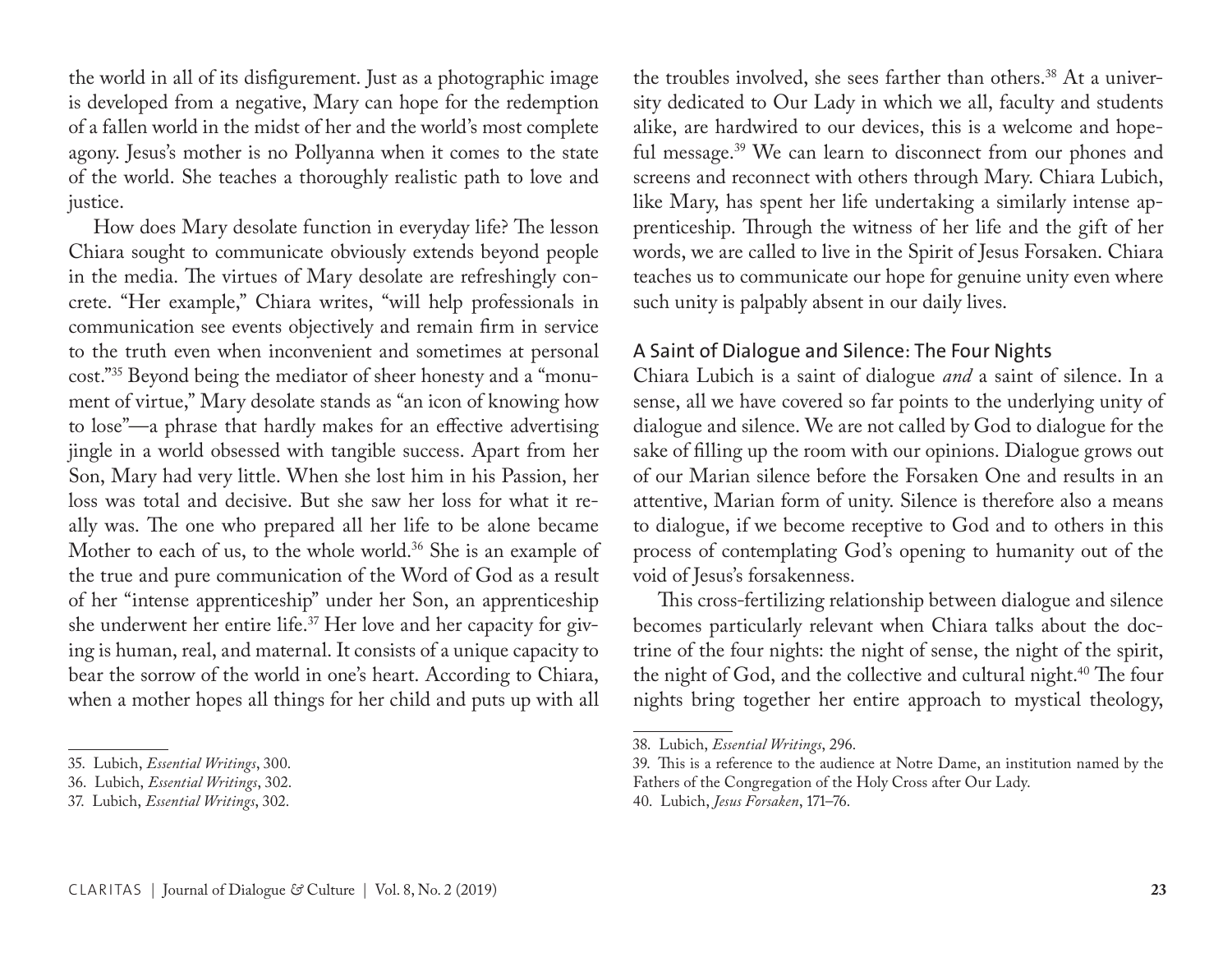the world in all of its disfigurement. Just as a photographic image is developed from a negative, Mary can hope for the redemption of a fallen world in the midst of her and the world's most complete agony. Jesus's mother is no Pollyanna when it comes to the state of the world. She teaches a thoroughly realistic path to love and justice.

How does Mary desolate function in everyday life? The lesson Chiara sought to communicate obviously extends beyond people in the media. The virtues of Mary desolate are refreshingly concrete. "Her example," Chiara writes, "will help professionals in communication see events objectively and remain firm in service to the truth even when inconvenient and sometimes at personal cost."[35] Beyond being the mediator of sheer honesty and a "monument of virtue," Mary desolate stands as "an icon of knowing how to lose"—a phrase that hardly makes for an effective advertising jingle in a world obsessed with tangible success. Apart from her Son, Mary had very little. When she lost him in his Passion, her loss was total and decisive. But she saw her loss for what it really was. The one who prepared all her life to be alone became Mother to each of us, to the whole world.[36] She is an example of the true and pure communication of the Word of God as a result of her "intense apprenticeship" under her Son, an apprenticeship she underwent her entire life.[37] Her love and her capacity for giving is human, real, and maternal. It consists of a unique capacity to bear the sorrow of the world in one's heart. According to Chiara, when a mother hopes all things for her child and puts up with all the troubles involved, she sees farther than others.[38] At a university dedicated to Our Lady in which we all, faculty and students alike, are hardwired to our devices, this is a welcome and hopeful message.[39] We can learn to disconnect from our phones and screens and reconnect with others through Mary. Chiara Lubich, like Mary, has spent her life undertaking a similarly intense apprenticeship. Through the witness of her life and the gift of her words, we are called to live in the Spirit of Jesus Forsaken. Chiara teaches us to communicate our hope for genuine unity even where such unity is palpably absent in our daily lives.

## A Saint of Dialogue and Silence: The Four Nights

Chiara Lubich is a saint of dialogue *and* a saint of silence. In a sense, all we have covered so far points to the underlying unity of dialogue and silence. We are not called by God to dialogue for the sake of filling up the room with our opinions. Dialogue grows out of our Marian silence before the Forsaken One and results in an attentive, Marian form of unity. Silence is therefore also a means to dialogue, if we become receptive to God and to others in this process of contemplating God's opening to humanity out of the void of Jesus's forsakenness.

This cross-fertilizing relationship between dialogue and silence becomes particularly relevant when Chiara talks about the doctrine of the four nights: the night of sense, the night of the spirit, the night of God, and the collective and cultural night.[40] The four nights bring together her entire approach to mystical theology,

---

35. Lubich, *Essential Writings*, 300.
36. Lubich, *Essential Writings*, 302.
37. Lubich, *Essential Writings*, 302.
38. Lubich, *Essential Writings*, 296.
39. This is a reference to the audience at Notre Dame, an institution named by the Fathers of the Congregation of the Holy Cross after Our Lady.
40. Lubich, *Jesus Forsaken*, 171–76.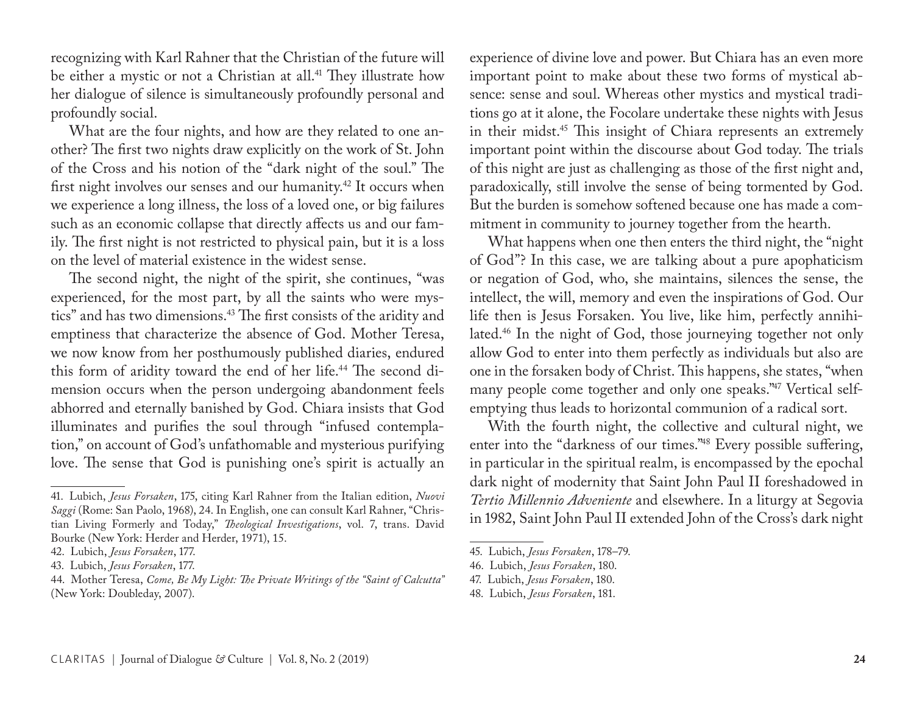recognizing with Karl Rahner that the Christian of the future will be either a mystic or not a Christian at all.[41] They illustrate how her dialogue of silence is simultaneously profoundly personal and profoundly social.

What are the four nights, and how are they related to one another? The first two nights draw explicitly on the work of St. John of the Cross and his notion of the "dark night of the soul." The first night involves our senses and our humanity.[42] It occurs when we experience a long illness, the loss of a loved one, or big failures such as an economic collapse that directly affects us and our family. The first night is not restricted to physical pain, but it is a loss on the level of material existence in the widest sense.

The second night, the night of the spirit, she continues, "was experienced, for the most part, by all the saints who were mystics" and has two dimensions.[43] The first consists of the aridity and emptiness that characterize the absence of God. Mother Teresa, we now know from her posthumously published diaries, endured this form of aridity toward the end of her life.[44] The second dimension occurs when the person undergoing abandonment feels abhorred and eternally banished by God. Chiara insists that God illuminates and purifies the soul through "infused contemplation," on account of God's unfathomable and mysterious purifying love. The sense that God is punishing one's spirit is actually an experience of divine love and power. But Chiara has an even more important point to make about these two forms of mystical absence: sense and soul. Whereas other mystics and mystical traditions go at it alone, the Focolare undertake these nights with Jesus in their midst.[45] This insight of Chiara represents an extremely important point within the discourse about God today. The trials of this night are just as challenging as those of the first night and, paradoxically, still involve the sense of being tormented by God. But the burden is somehow softened because one has made a commitment in community to journey together from the hearth.

What happens when one then enters the third night, the "night of God"? In this case, we are talking about a pure apophaticism or negation of God, who, she maintains, silences the sense, the intellect, the will, memory and even the inspirations of God. Our life then is Jesus Forsaken. You live, like him, perfectly annihilated.[46] In the night of God, those journeying together not only allow God to enter into them perfectly as individuals but also are one in the forsaken body of Christ. This happens, she states, "when many people come together and only one speaks."[47] Vertical self-emptying thus leads to horizontal communion of a radical sort.

With the fourth night, the collective and cultural night, we enter into the "darkness of our times."[48] Every possible suffering, in particular in the spiritual realm, is encompassed by the epochal dark night of modernity that Saint John Paul II foreshadowed in *Tertio Millennio Adveniente* and elsewhere. In a liturgy at Segovia in 1982, Saint John Paul II extended John of the Cross's dark night

---

41. Lubich, *Jesus Forsaken*, 175, citing Karl Rahner from the Italian edition, *Nuovi Saggi* (Rome: San Paolo, 1968), 24. In English, one can consult Karl Rahner, "Christian Living Formerly and Today," *Theological Investigations*, vol. 7, trans. David Bourke (New York: Herder and Herder, 1971), 15.

42. Lubich, *Jesus Forsaken*, 177.

43. Lubich, *Jesus Forsaken*, 177.

44. Mother Teresa, *Come, Be My Light: The Private Writings of the "Saint of Calcutta"* (New York: Doubleday, 2007).

45. Lubich, *Jesus Forsaken*, 178–79.

46. Lubich, *Jesus Forsaken*, 180.

47. Lubich, *Jesus Forsaken*, 180.

48. Lubich, *Jesus Forsaken*, 181.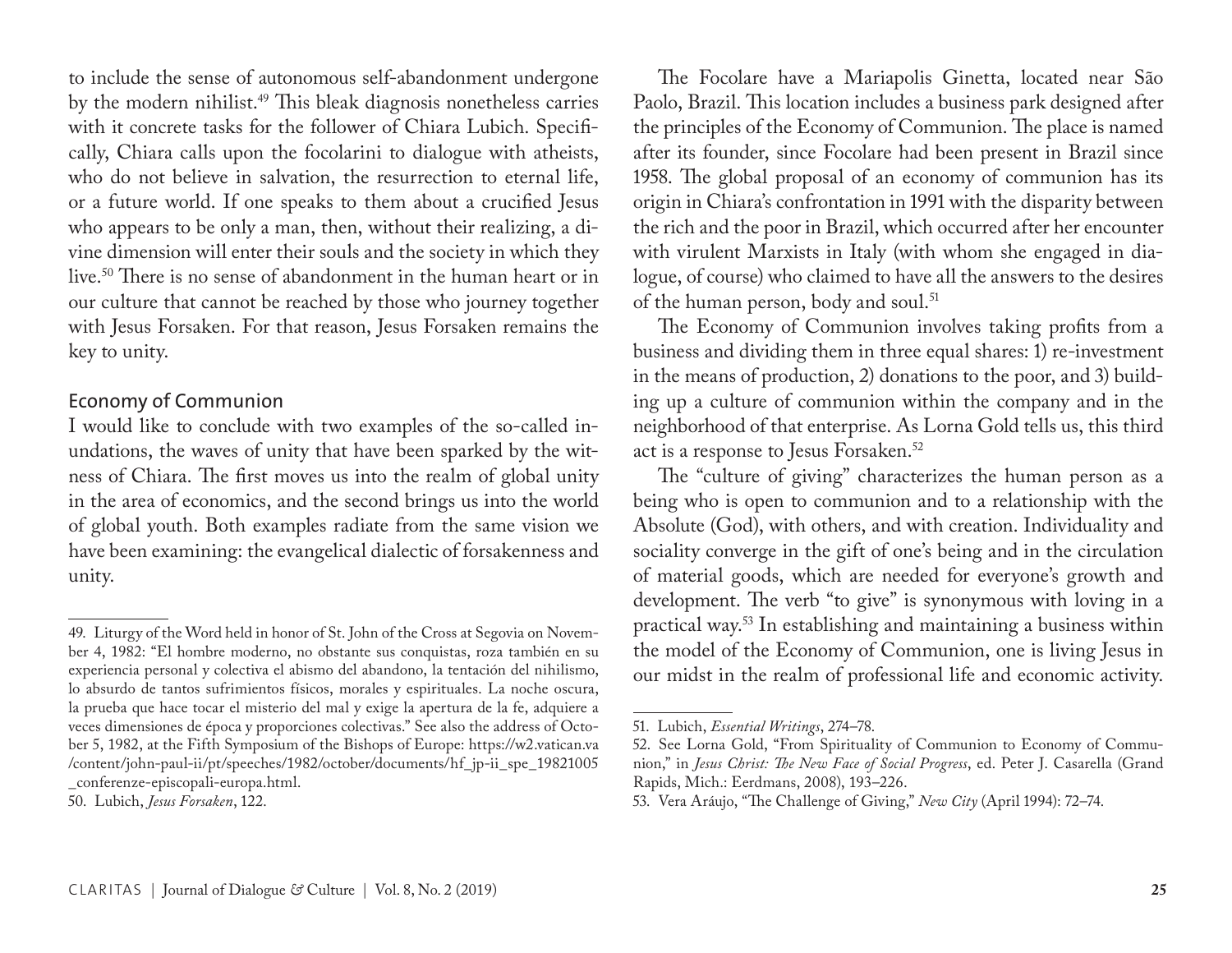to include the sense of autonomous self-abandonment undergone by the modern nihilist.[49] This bleak diagnosis nonetheless carries with it concrete tasks for the follower of Chiara Lubich. Specifically, Chiara calls upon the focolarini to dialogue with atheists, who do not believe in salvation, the resurrection to eternal life, or a future world. If one speaks to them about a crucified Jesus who appears to be only a man, then, without their realizing, a divine dimension will enter their souls and the society in which they live.[50] There is no sense of abandonment in the human heart or in our culture that cannot be reached by those who journey together with Jesus Forsaken. For that reason, Jesus Forsaken remains the key to unity.

### Economy of Communion

I would like to conclude with two examples of the so-called inundations, the waves of unity that have been sparked by the witness of Chiara. The first moves us into the realm of global unity in the area of economics, and the second brings us into the world of global youth. Both examples radiate from the same vision we have been examining: the evangelical dialectic of forsakenness and unity.

The Focolare have a Mariapolis Ginetta, located near São Paolo, Brazil. This location includes a business park designed after the principles of the Economy of Communion. The place is named after its founder, since Focolare had been present in Brazil since 1958. The global proposal of an economy of communion has its origin in Chiara's confrontation in 1991 with the disparity between the rich and the poor in Brazil, which occurred after her encounter with virulent Marxists in Italy (with whom she engaged in dialogue, of course) who claimed to have all the answers to the desires of the human person, body and soul.[51]

The Economy of Communion involves taking profits from a business and dividing them in three equal shares: 1) re-investment in the means of production, 2) donations to the poor, and 3) building up a culture of communion within the company and in the neighborhood of that enterprise. As Lorna Gold tells us, this third act is a response to Jesus Forsaken.[52]

The "culture of giving" characterizes the human person as a being who is open to communion and to a relationship with the Absolute (God), with others, and with creation. Individuality and sociality converge in the gift of one's being and in the circulation of material goods, which are needed for everyone's growth and development. The verb "to give" is synonymous with loving in a practical way.[53] In establishing and maintaining a business within the model of the Economy of Communion, one is living Jesus in our midst in the realm of professional life and economic activity.

---

49. Liturgy of the Word held in honor of St. John of the Cross at Segovia on November 4, 1982: "El hombre moderno, no obstante sus conquistas, roza también en su experiencia personal y colectiva el abismo del abandono, la tentación del nihilismo, lo absurdo de tantos sufrimientos físicos, morales y espirituales. La noche oscura, la prueba que hace tocar el misterio del mal y exige la apertura de la fe, adquiere a veces dimensiones de época y proporciones colectivas." See also the address of October 5, 1982, at the Fifth Symposium of the Bishops of Europe: https://w2.vatican.va/content/john-paul-ii/pt/speeches/1982/october/documents/hf_jp-ii_spe_19821005_conferenze-episcopali-europa.html.

50. Lubich, *Jesus Forsaken*, 122.

51. Lubich, *Essential Writings*, 274–78.

52. See Lorna Gold, "From Spirituality of Communion to Economy of Communion," in *Jesus Christ: The New Face of Social Progress*, ed. Peter J. Casarella (Grand Rapids, Mich.: Eerdmans, 2008), 193–226.

53. Vera Aráujo, "The Challenge of Giving," *New City* (April 1994): 72–74.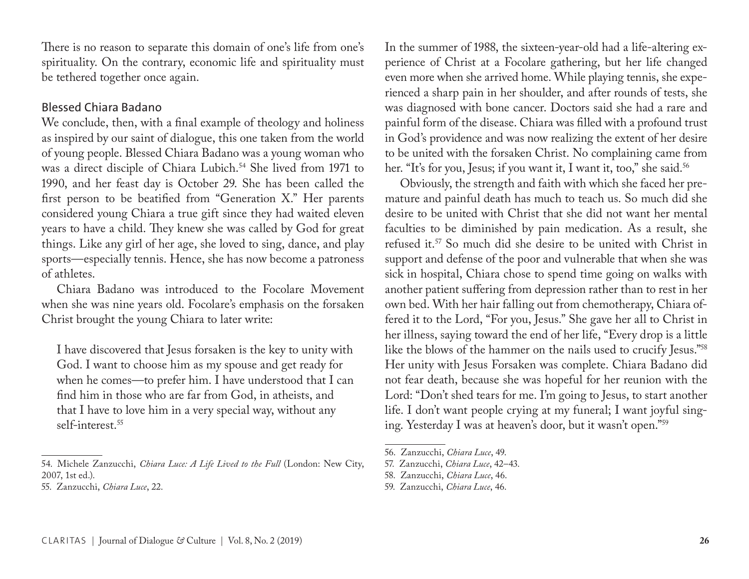There is no reason to separate this domain of one's life from one's spirituality. On the contrary, economic life and spirituality must be tethered together once again.

### Blessed Chiara Badano

We conclude, then, with a final example of theology and holiness as inspired by our saint of dialogue, this one taken from the world of young people. Blessed Chiara Badano was a young woman who was a direct disciple of Chiara Lubich.[54] She lived from 1971 to 1990, and her feast day is October 29. She has been called the first person to be beatified from "Generation X." Her parents considered young Chiara a true gift since they had waited eleven years to have a child. They knew she was called by God for great things. Like any girl of her age, she loved to sing, dance, and play sports—especially tennis. Hence, she has now become a patroness of athletes.

Chiara Badano was introduced to the Focolare Movement when she was nine years old. Focolare's emphasis on the forsaken Christ brought the young Chiara to later write:

> I have discovered that Jesus forsaken is the key to unity with God. I want to choose him as my spouse and get ready for when he comes—to prefer him. I have understood that I can find him in those who are far from God, in atheists, and that I have to love him in a very special way, without any self-interest.[55]

In the summer of 1988, the sixteen-year-old had a life-altering experience of Christ at a Focolare gathering, but her life changed even more when she arrived home. While playing tennis, she experienced a sharp pain in her shoulder, and after rounds of tests, she was diagnosed with bone cancer. Doctors said she had a rare and painful form of the disease. Chiara was filled with a profound trust in God's providence and was now realizing the extent of her desire to be united with the forsaken Christ. No complaining came from her. "It's for you, Jesus; if you want it, I want it, too," she said.[56]

Obviously, the strength and faith with which she faced her premature and painful death has much to teach us. So much did she desire to be united with Christ that she did not want her mental faculties to be diminished by pain medication. As a result, she refused it.[57] So much did she desire to be united with Christ in support and defense of the poor and vulnerable that when she was sick in hospital, Chiara chose to spend time going on walks with another patient suffering from depression rather than to rest in her own bed. With her hair falling out from chemotherapy, Chiara offered it to the Lord, "For you, Jesus." She gave her all to Christ in her illness, saying toward the end of her life, "Every drop is a little like the blows of the hammer on the nails used to crucify Jesus."[58] Her unity with Jesus Forsaken was complete. Chiara Badano did not fear death, because she was hopeful for her reunion with the Lord: "Don't shed tears for me. I'm going to Jesus, to start another life. I don't want people crying at my funeral; I want joyful singing. Yesterday I was at heaven's door, but it wasn't open."[59]

---

54. Michele Zanzucchi, *Chiara Luce: A Life Lived to the Full* (London: New City, 2007, 1st ed.).
55. Zanzucchi, *Chiara Luce*, 22.
56. Zanzucchi, *Chiara Luce*, 49.
57. Zanzucchi, *Chiara Luce*, 42–43.
58. Zanzucchi, *Chiara Luce*, 46.
59. Zanzucchi, *Chiara Luce*, 46.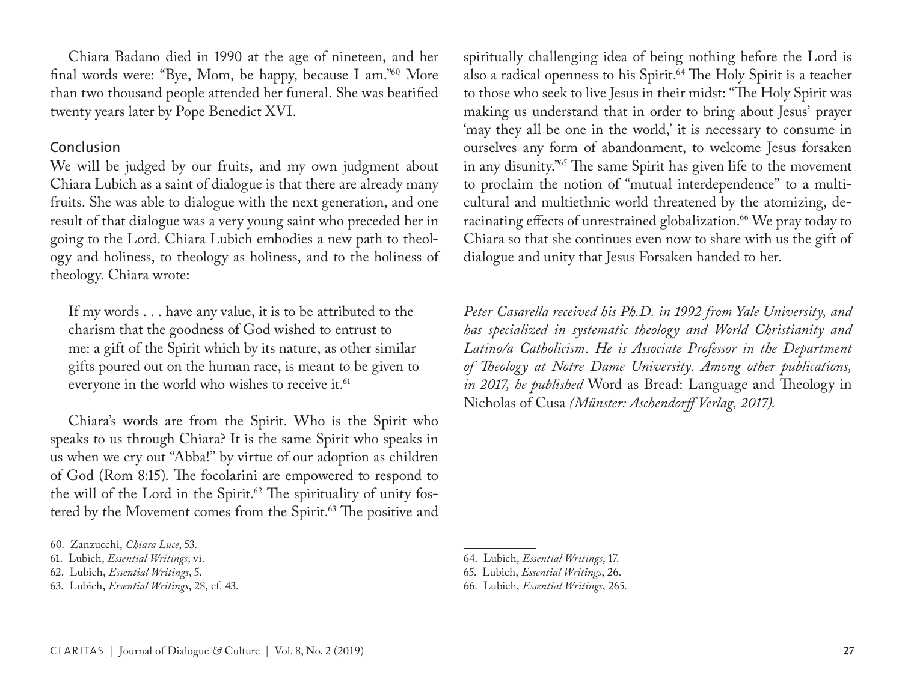Chiara Badano died in 1990 at the age of nineteen, and her final words were: "Bye, Mom, be happy, because I am."[60] More than two thousand people attended her funeral. She was beatified twenty years later by Pope Benedict XVI.

## Conclusion

We will be judged by our fruits, and my own judgment about Chiara Lubich as a saint of dialogue is that there are already many fruits. She was able to dialogue with the next generation, and one result of that dialogue was a very young saint who preceded her in going to the Lord. Chiara Lubich embodies a new path to theology and holiness, to theology as holiness, and to the holiness of theology. Chiara wrote:

> If my words . . . have any value, it is to be attributed to the charism that the goodness of God wished to entrust to me: a gift of the Spirit which by its nature, as other similar gifts poured out on the human race, is meant to be given to everyone in the world who wishes to receive it.[61]

Chiara's words are from the Spirit. Who is the Spirit who speaks to us through Chiara? It is the same Spirit who speaks in us when we cry out "Abba!" by virtue of our adoption as children of God (Rom 8:15). The focolarini are empowered to respond to the will of the Lord in the Spirit.[62] The spirituality of unity fostered by the Movement comes from the Spirit.[63] The positive and spiritually challenging idea of being nothing before the Lord is also a radical openness to his Spirit.[64] The Holy Spirit is a teacher to those who seek to live Jesus in their midst: "The Holy Spirit was making us understand that in order to bring about Jesus' prayer 'may they all be one in the world,' it is necessary to consume in ourselves any form of abandonment, to welcome Jesus forsaken in any disunity."[65] The same Spirit has given life to the movement to proclaim the notion of "mutual interdependence" to a multicultural and multiethnic world threatened by the atomizing, deracinating effects of unrestrained globalization.[66] We pray today to Chiara so that she continues even now to share with us the gift of dialogue and unity that Jesus Forsaken handed to her.

*Peter Casarella received his Ph.D. in 1992 from Yale University, and has specialized in systematic theology and World Christianity and Latino/a Catholicism. He is Associate Professor in the Department of Theology at Notre Dame University. Among other publications, in 2017, he published* Word as Bread: Language and Theology in Nicholas of Cusa *(Münster: Aschendorff Verlag, 2017).*

---

60. Zanzucchi, *Chiara Luce*, 53.
61. Lubich, *Essential Writings*, vi.
62. Lubich, *Essential Writings*, 5.
63. Lubich, *Essential Writings*, 28, cf. 43.
64. Lubich, *Essential Writings*, 17.
65. Lubich, *Essential Writings*, 26.
66. Lubich, *Essential Writings*, 265.